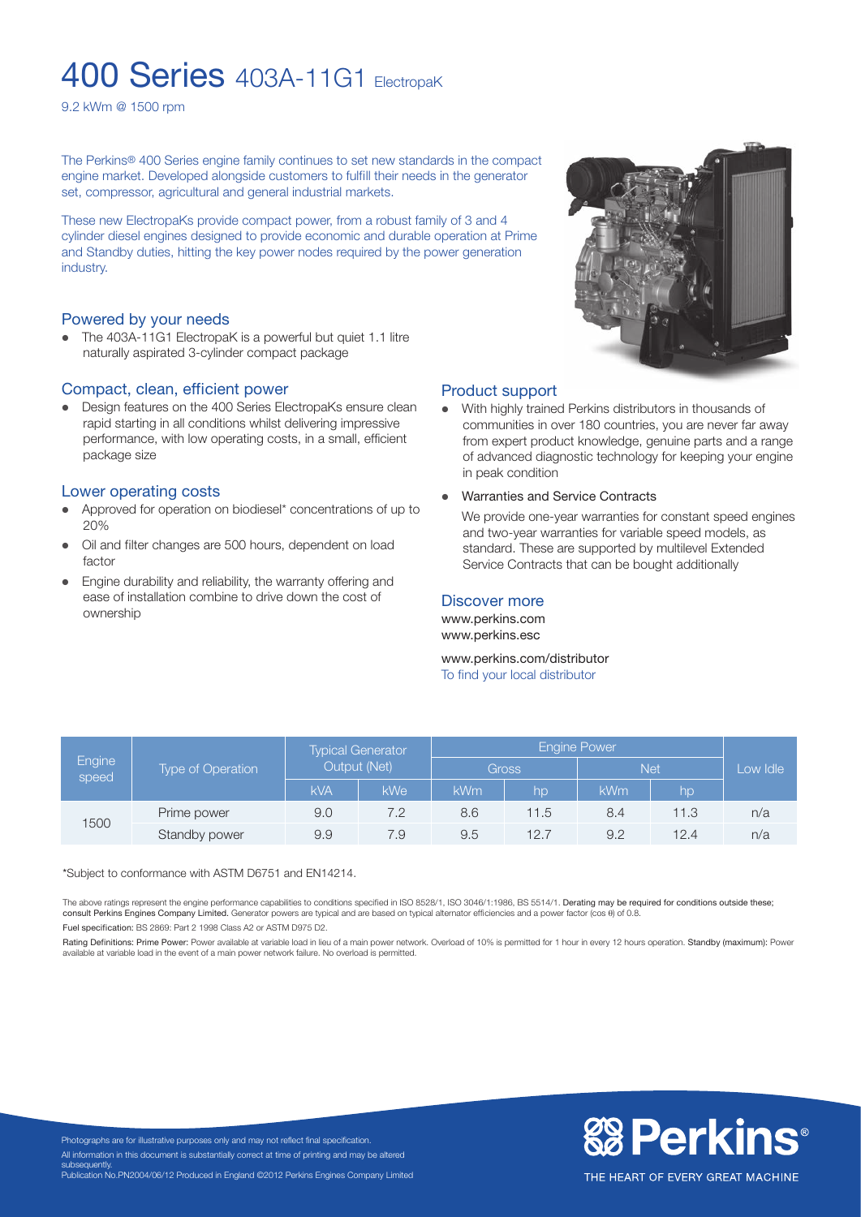# 400 Series 403A-11G1 ElectropaK

9.2 kWm @ 1500 rpm

The Perkins® 400 Series engine family continues to set new standards in the compact engine market. Developed alongside customers to fulfill their needs in the generator set, compressor, agricultural and general industrial markets.

These new ElectropaKs provide compact power, from a robust family of 3 and 4 cylinder diesel engines designed to provide economic and durable operation at Prime and Standby duties, hitting the key power nodes required by the power generation industry.

## Powered by your needs

- The 403A-11G1 ElectropaK is a powerful but quiet 1.1 litre naturally aspirated 3-cylinder compact package

## Compact, clean, efficient power

- Design features on the 400 Series ElectropaKs ensure clean rapid starting in all conditions whilst delivering impressive performance, with low operating costs, in a small, efficient package size

## Lower operating costs

- Approved for operation on biodiesel* concentrations of up to 20%
- Oil and filter changes are 500 hours, dependent on load factor
- Engine durability and reliability, the warranty offering and ease of installation combine to drive down the cost of ownership

## Product support

- With highly trained Perkins distributors in thousands of communities in over 180 countries, you are never far away from expert product knowledge, genuine parts and a range of advanced diagnostic technology for keeping your engine in peak condition
- Warranties and Service Contracts

  We provide one-year warranties for constant speed engines and two-year warranties for variable speed models, as standard. These are supported by multilevel Extended Service Contracts that can be bought additionally

## Discover more

www.perkins.com
www.perkins.esc

www.perkins.com/distributor
To find your local distributor

| Engine speed | Type of Operation | Typical Generator Output (Net) | | Engine Power | | | | Low Idle |
|---|---|---|---|---|---|---|---|---|
| | | | | Gross | | Net | | |
| | | kVA | kWe | kWm | hp | kWm | hp | |
| 1500 | Prime power | 9.0 | 7.2 | 8.6 | 11.5 | 8.4 | 11.3 | n/a |
| | Standby power | 9.9 | 7.9 | 9.5 | 12.7 | 9.2 | 12.4 | n/a |

*Subject to conformance with ASTM D6751 and EN14214.

The above ratings represent the engine performance capabilities to conditions specified in ISO 8528/1, ISO 3046/1:1986, BS 5514/1. **Derating may be required for conditions outside these; consult Perkins Engines Company Limited.** Generator powers are typical and are based on typical alternator efficiencies and a power factor (cos θ) of 0.8.

**Fuel specification:** BS 2869: Part 2 1998 Class A2 or ASTM D975 D2.

**Rating Definitions: Prime Power:** Power available at variable load in lieu of a main power network. Overload of 10% is permitted for 1 hour in every 12 hours operation. **Standby (maximum):** Power available at variable load in the event of a main power network failure. No overload is permitted.

Photographs are for illustrative purposes only and may not reflect final specification.
All information in this document is substantially correct at time of printing and may be altered subsequently.
Publication No.PN2004/06/12 Produced in England ©2012 Perkins Engines Company Limited

Perkins®
THE HEART OF EVERY GREAT MACHINE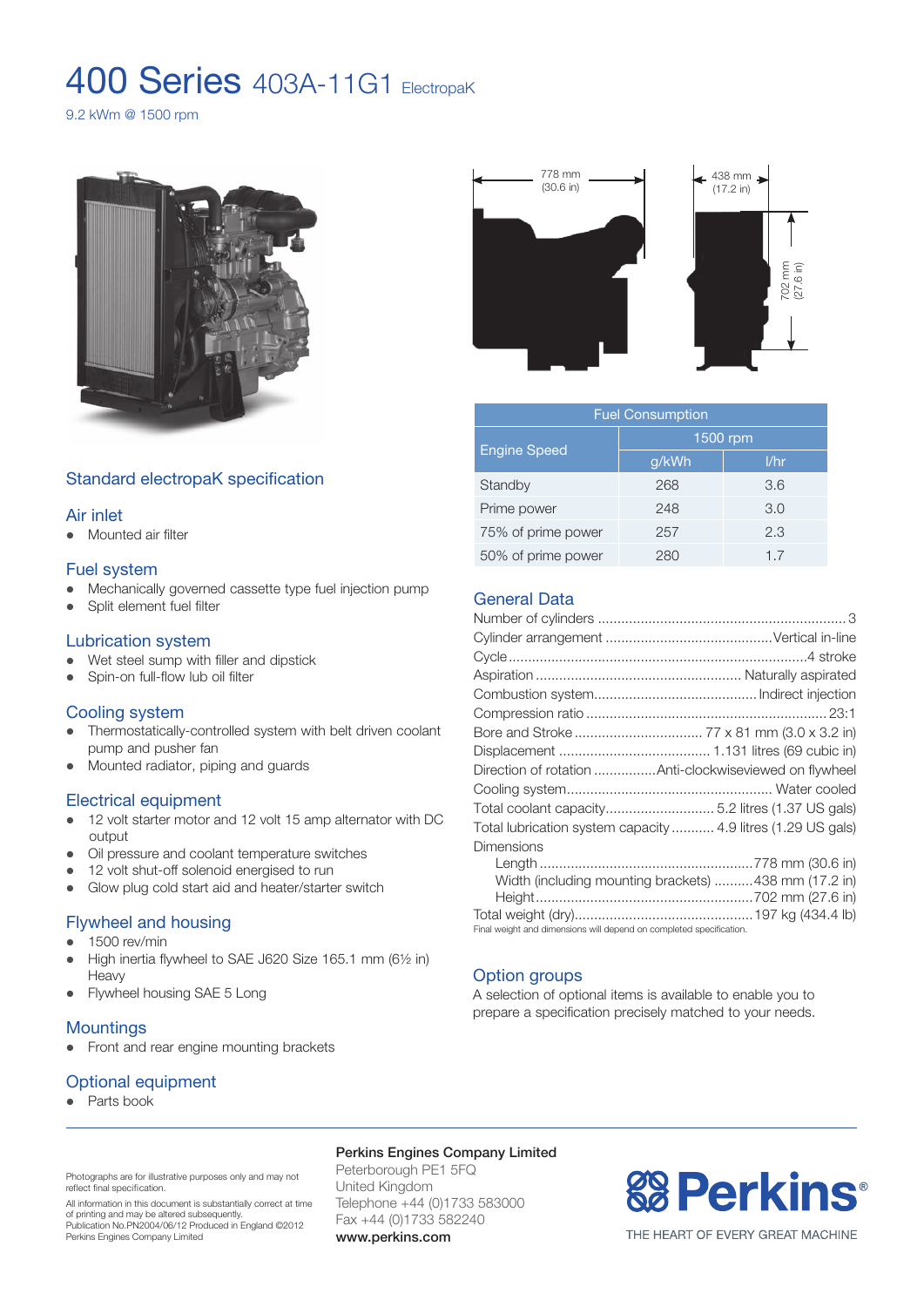# 400 Series 403A-11G1 ElectropaK

9.2 kWm @ 1500 rpm

778 mm
(30.6 in)

438 mm
(17.2 in)

702 mm
(27.6 in)

## Standard electropaK specification

### Air inlet

- Mounted air filter

### Fuel system

- Mechanically governed cassette type fuel injection pump
- Split element fuel filter

### Lubrication system

- Wet steel sump with filler and dipstick
- Spin-on full-flow lub oil filter

### Cooling system

- Thermostatically-controlled system with belt driven coolant pump and pusher fan
- Mounted radiator, piping and guards

### Electrical equipment

- 12 volt starter motor and 12 volt 15 amp alternator with DC output
- Oil pressure and coolant temperature switches
- 12 volt shut-off solenoid energised to run
- Glow plug cold start aid and heater/starter switch

### Flywheel and housing

- 1500 rev/min
- High inertia flywheel to SAE J620 Size 165.1 mm (6½ in) Heavy
- Flywheel housing SAE 5 Long

### Mountings

- Front and rear engine mounting brackets

### Optional equipment

- Parts book

| Fuel Consumption | | |
|---|---|---|
| Engine Speed | 1500 rpm | |
| | g/kWh | l/hr |
| Standby | 268 | 3.6 |
| Prime power | 248 | 3.0 |
| 75% of prime power | 257 | 2.3 |
| 50% of prime power | 280 | 1.7 |

## General Data

| | |
|---|---|
| Number of cylinders | 3 |
| Cylinder arrangement | Vertical in-line |
| Cycle | 4 stroke |
| Aspiration | Naturally aspirated |
| Combustion system | Indirect injection |
| Compression ratio | 23:1 |
| Bore and Stroke | 77 x 81 mm (3.0 x 3.2 in) |
| Displacement | 1.131 litres (69 cubic in) |
| Direction of rotation | Anti-clockwise viewed on flywheel |
| Cooling system | Water cooled |
| Total coolant capacity | 5.2 litres (1.37 US gals) |
| Total lubrication system capacity | 4.9 litres (1.29 US gals) |
| Dimensions | |
| Length | 778 mm (30.6 in) |
| Width (including mounting brackets) | 438 mm (17.2 in) |
| Height | 702 mm (27.6 in) |
| Total weight (dry) | 197 kg (434.4 lb) |

Final weight and dimensions will depend on completed specification.

## Option groups

A selection of optional items is available to enable you to prepare a specification precisely matched to your needs.

Photographs are for illustrative purposes only and may not reflect final specification.

All information in this document is substantially correct at time of printing and may be altered subsequently.
Publication No.PN2004/06/12 Produced in England ©2012
Perkins Engines Company Limited

**Perkins Engines Company Limited**
Peterborough PE1 5FQ
United Kingdom
Telephone +44 (0)1733 583000
Fax +44 (0)1733 582240
**www.perkins.com**

Perkins®
THE HEART OF EVERY GREAT MACHINE